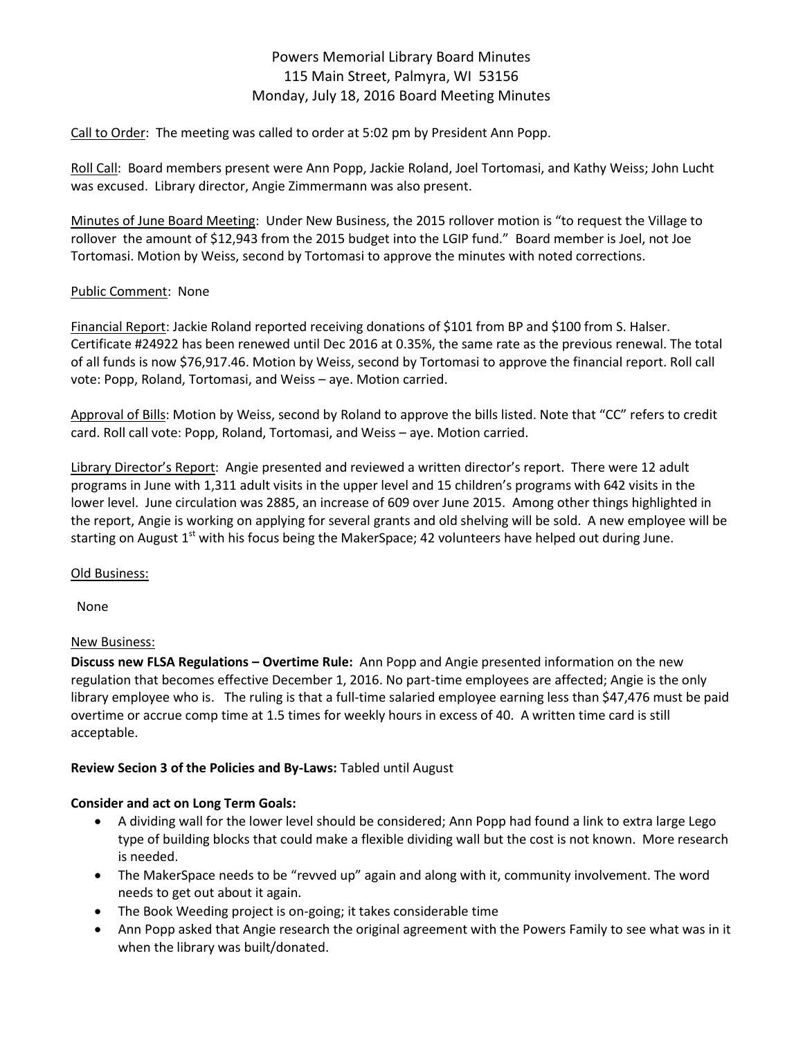# Powers Memorial Library Board Minutes
## 115 Main Street, Palmyra, WI 53156
## Monday, July 18, 2016 Board Meeting Minutes

Call to Order: The meeting was called to order at 5:02 pm by President Ann Popp.

Roll Call: Board members present were Ann Popp, Jackie Roland, Joel Tortomasi, and Kathy Weiss; John Lucht was excused. Library director, Angie Zimmermann was also present.

Minutes of June Board Meeting: Under New Business, the 2015 rollover motion is "to request the Village to rollover the amount of $12,943 from the 2015 budget into the LGIP fund." Board member is Joel, not Joe Tortomasi. Motion by Weiss, second by Tortomasi to approve the minutes with noted corrections.

Public Comment: None

Financial Report: Jackie Roland reported receiving donations of $101 from BP and $100 from S. Halser. Certificate #24922 has been renewed until Dec 2016 at 0.35%, the same rate as the previous renewal. The total of all funds is now $76,917.46. Motion by Weiss, second by Tortomasi to approve the financial report. Roll call vote: Popp, Roland, Tortomasi, and Weiss – aye. Motion carried.

Approval of Bills: Motion by Weiss, second by Roland to approve the bills listed. Note that "CC" refers to credit card. Roll call vote: Popp, Roland, Tortomasi, and Weiss – aye. Motion carried.

Library Director's Report: Angie presented and reviewed a written director's report. There were 12 adult programs in June with 1,311 adult visits in the upper level and 15 children's programs with 642 visits in the lower level. June circulation was 2885, an increase of 609 over June 2015. Among other things highlighted in the report, Angie is working on applying for several grants and old shelving will be sold. A new employee will be starting on August 1st with his focus being the MakerSpace; 42 volunteers have helped out during June.

Old Business:

None

New Business:

**Discuss new FLSA Regulations – Overtime Rule:** Ann Popp and Angie presented information on the new regulation that becomes effective December 1, 2016. No part-time employees are affected; Angie is the only library employee who is. The ruling is that a full-time salaried employee earning less than $47,476 must be paid overtime or accrue comp time at 1.5 times for weekly hours in excess of 40. A written time card is still acceptable.

**Review Secion 3 of the Policies and By-Laws:** Tabled until August

**Consider and act on Long Term Goals:**

- A dividing wall for the lower level should be considered; Ann Popp had found a link to extra large Lego type of building blocks that could make a flexible dividing wall but the cost is not known. More research is needed.
- The MakerSpace needs to be "revved up" again and along with it, community involvement. The word needs to get out about it again.
- The Book Weeding project is on-going; it takes considerable time
- Ann Popp asked that Angie research the original agreement with the Powers Family to see what was in it when the library was built/donated.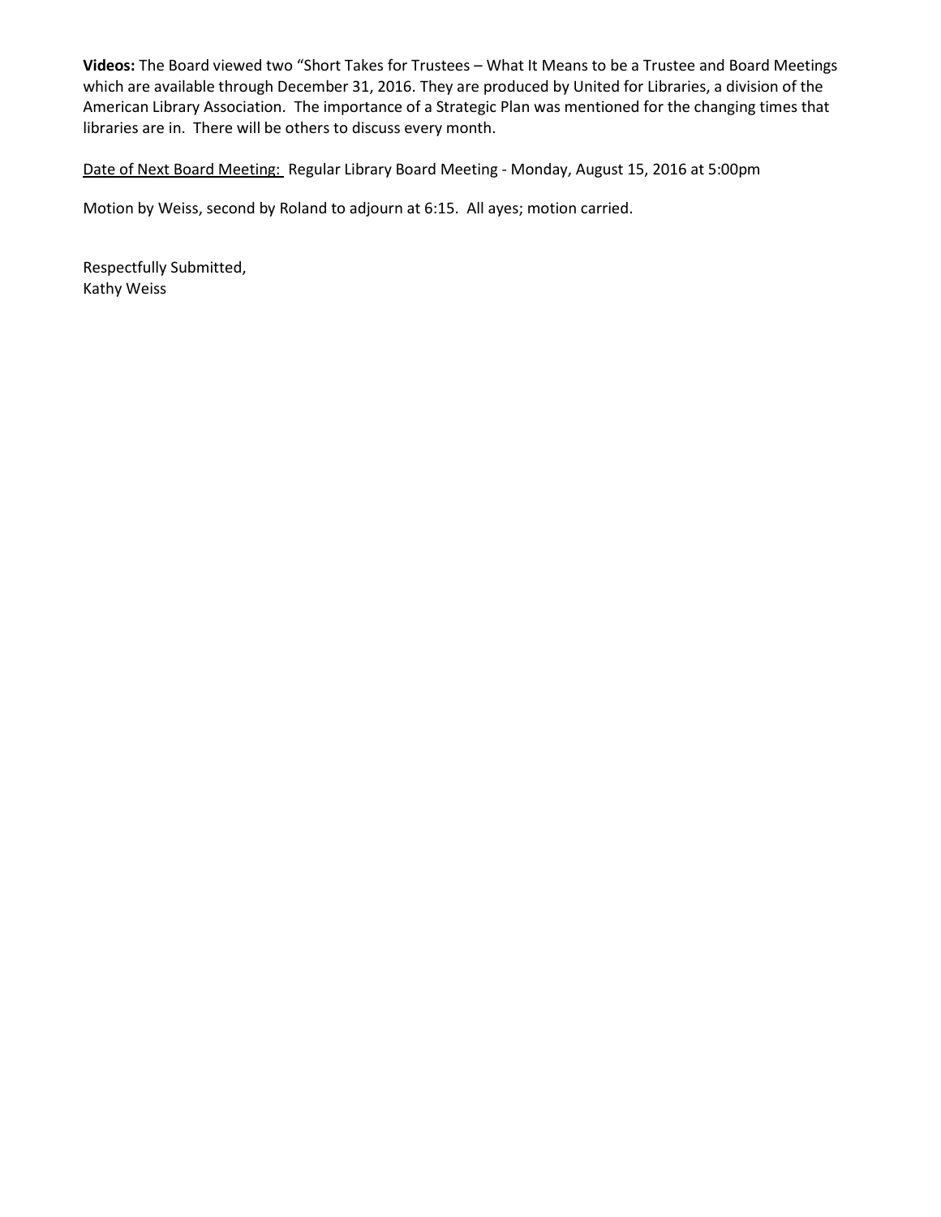**Videos:** The Board viewed two "Short Takes for Trustees – What It Means to be a Trustee and Board Meetings which are available through December 31, 2016. They are produced by United for Libraries, a division of the American Library Association. The importance of a Strategic Plan was mentioned for the changing times that libraries are in. There will be others to discuss every month.

<u>Date of Next Board Meeting:</u> Regular Library Board Meeting - Monday, August 15, 2016 at 5:00pm

Motion by Weiss, second by Roland to adjourn at 6:15. All ayes; motion carried.

Respectfully Submitted,
Kathy Weiss